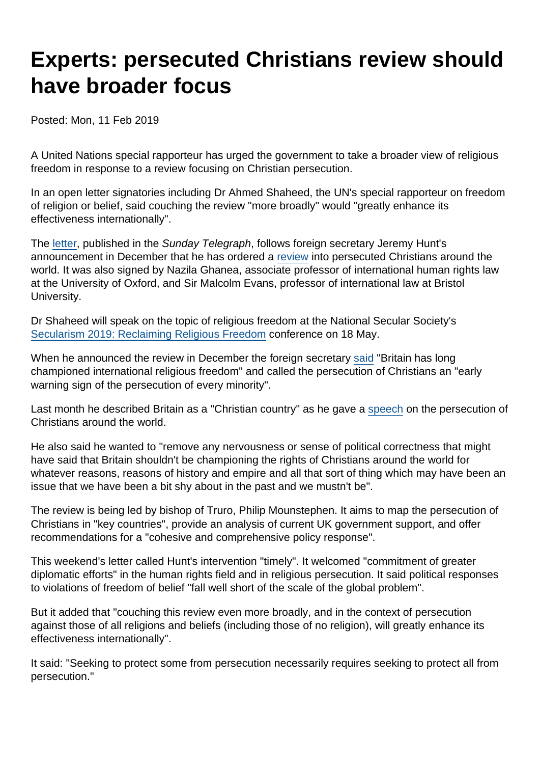# Experts: persecuted Christians review should have broader focus

Posted: Mon, 11 Feb 2019

A United Nations special rapporteur has urged the government to take a broader view of religious freedom in response to a review focusing on Christian persecution.

In an open letter signatories including Dr Ahmed Shaheed, the UN's special rapporteur on freedom of religion or belief, said couching the review "more broadly" would "greatly enhance its effectiveness internationally".

The letter, published in the *Sunday Telegraph*, follows foreign secretary Jeremy Hunt's announcement in December that he has ordered a review into persecuted Christians around the world. It was also signed by Nazila Ghanea, associate professor of international human rights law at the University of Oxford, and Sir Malcolm Evans, professor of international law at Bristol University.

Dr Shaheed will speak on the topic of religious freedom at the National Secular Society's Secularism 2019: Reclaiming Religious Freedom conference on 18 May.

When he announced the review in December the foreign secretary said "Britain has long championed international religious freedom" and called the persecution of Christians an "early warning sign of the persecution of every minority".

Last month he described Britain as a "Christian country" as he gave a speech on the persecution of Christians around the world.

He also said he wanted to "remove any nervousness or sense of political correctness that might have said that Britain shouldn't be championing the rights of Christians around the world for whatever reasons, reasons of history and empire and all that sort of thing which may have been an issue that we have been a bit shy about in the past and we mustn't be".

The review is being led by bishop of Truro, Philip Mounstephen. It aims to map the persecution of Christians in "key countries", provide an analysis of current UK government support, and offer recommendations for a "cohesive and comprehensive policy response".

This weekend's letter called Hunt's intervention "timely". It welcomed "commitment of greater diplomatic efforts" in the human rights field and in religious persecution. It said political responses to violations of freedom of belief "fall well short of the scale of the global problem".

But it added that "couching this review even more broadly, and in the context of persecution against those of all religions and beliefs (including those of no religion), will greatly enhance its effectiveness internationally".

It said: "Seeking to protect some from persecution necessarily requires seeking to protect all from persecution."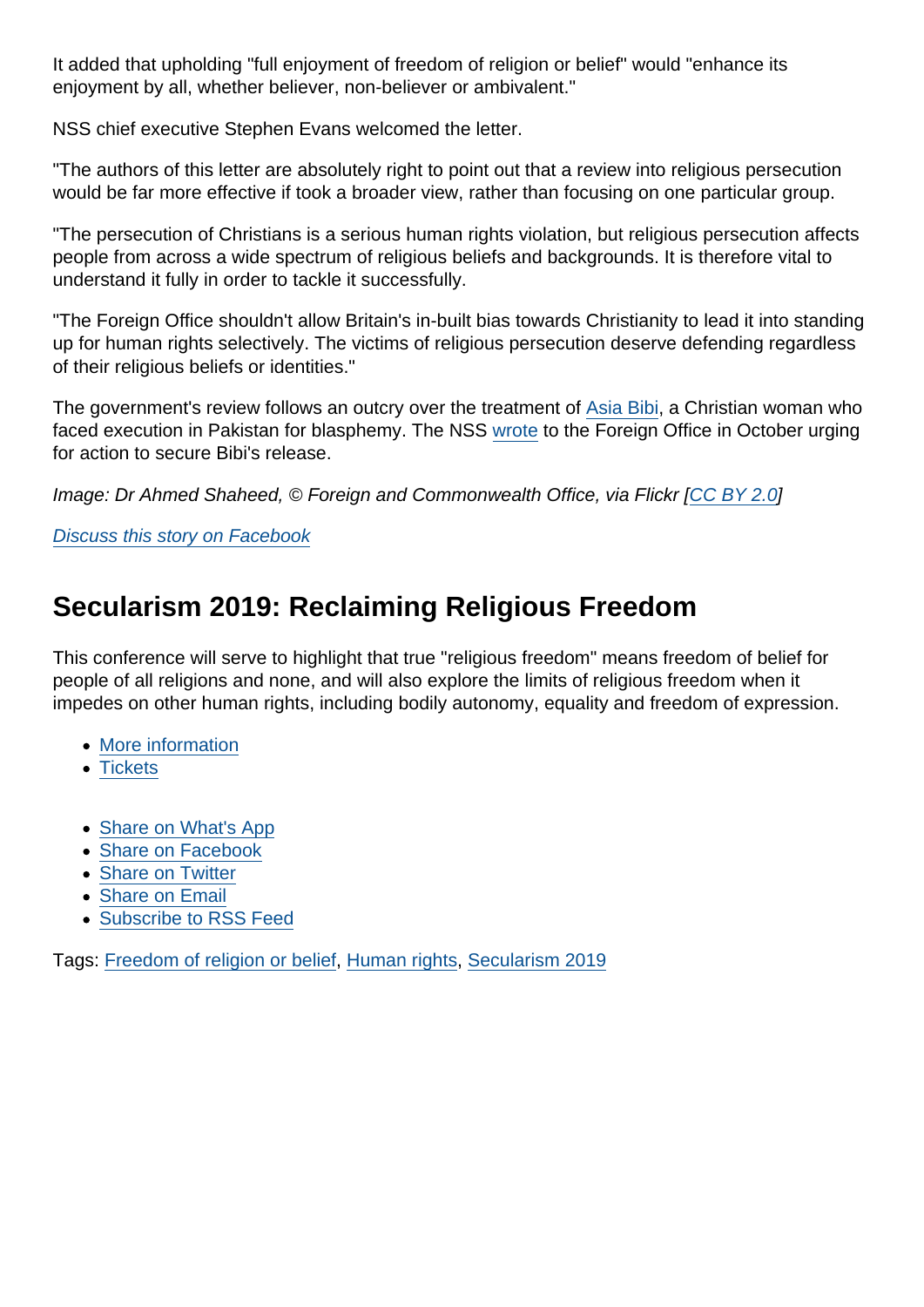It added that upholding "full enjoyment of freedom of religion or belief" would "enhance its enjoyment by all, whether believer, non-believer or ambivalent."

NSS chief executive Stephen Evans welcomed the letter.

"The authors of this letter are absolutely right to point out that a review into religious persecution would be far more effective if took a broader view, rather than focusing on one particular group.

"The persecution of Christians is a serious human rights violation, but religious persecution affects people from across a wide spectrum of religious beliefs and backgrounds. It is therefore vital to understand it fully in order to tackle it successfully.

"The Foreign Office shouldn't allow Britain's in-built bias towards Christianity to lead it into standing up for human rights selectively. The victims of religious persecution deserve defending regardless of their religious beliefs or identities."

The government's review follows an outcry over the treatment of Asia Bibi, a Christian woman who faced execution in Pakistan for blasphemy. The NSS wrote to the Foreign Office in October urging for action to secure Bibi's release.

*Image: Dr Ahmed Shaheed, © Foreign and Commonwealth Office, via Flickr [CC BY 2.0]*

*Discuss this story on Facebook*

## Secularism 2019: Reclaiming Religious Freedom

This conference will serve to highlight that true "religious freedom" means freedom of belief for people of all religions and none, and will also explore the limits of religious freedom when it impedes on other human rights, including bodily autonomy, equality and freedom of expression.

- More information
- Tickets

- Share on What's App
- Share on Facebook
- Share on Twitter
- Share on Email
- Subscribe to RSS Feed

Tags: Freedom of religion or belief, Human rights, Secularism 2019